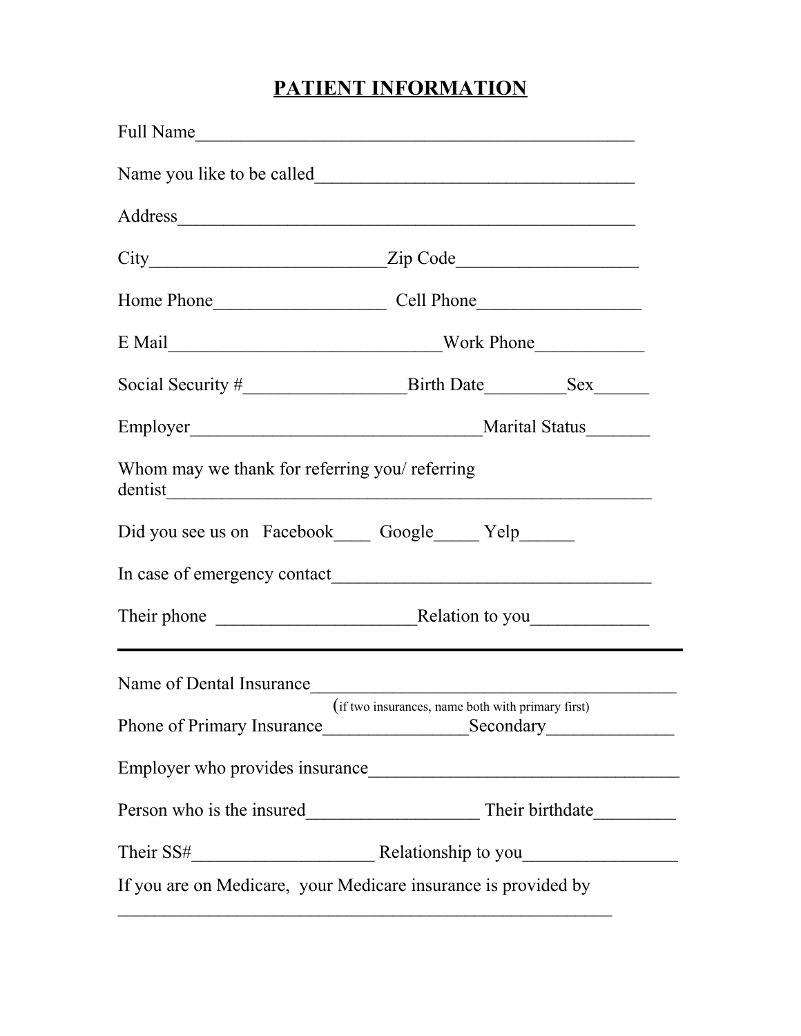# PATIENT INFORMATION

Full Name_______________________________________________

Name you like to be called___________________________________

Address__________________________________________________

City_________________________Zip Code___________________

Home Phone__________________ Cell Phone_________________

E Mail_____________________________Work Phone___________

Social Security #_________________Birth Date________Sex______

Employer_______________________________Marital Status_______

Whom may we thank for referring you/ referring dentist____________________________________________________

Did you see us on Facebook____ Google_____ Yelp______

In case of emergency contact__________________________________

Their phone _____________________Relation to you____________

---

Name of Dental Insurance_______________________________________
(if two insurances, name both with primary first)

Phone of Primary Insurance________________Secondary______________

Employer who provides insurance_________________________________

Person who is the insured__________________ Their birthdate_________

Their SS#____________________ Relationship to you________________

If you are on Medicare, your Medicare insurance is provided by
_____________________________________________________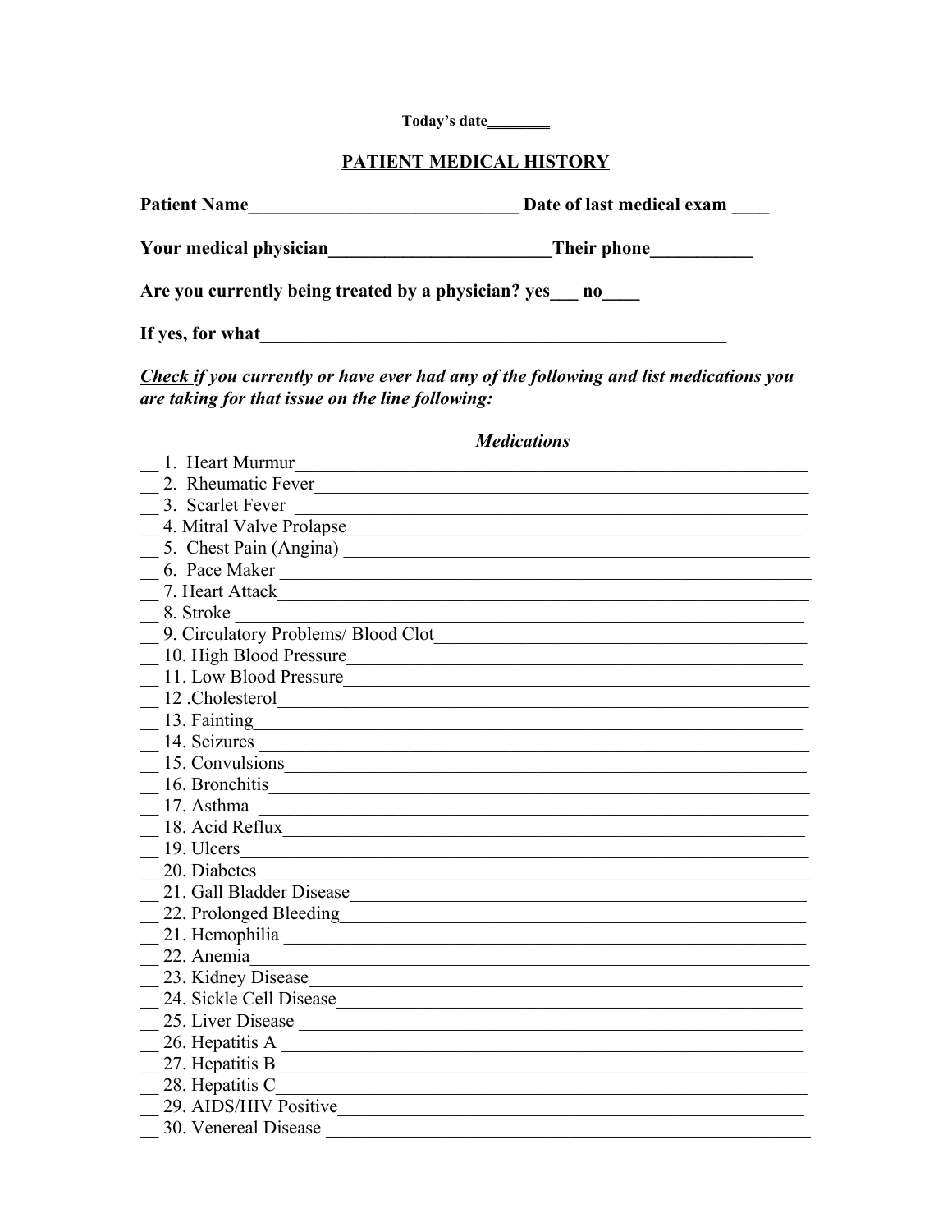Today's date________

## PATIENT MEDICAL HISTORY

**Patient Name______________________________ Date of last medical exam ____**

**Your medical physician________________________Their phone___________**

**Are you currently being treated by a physician? yes___ no____**

**If yes, for what_____________________________________________________**

***Check if you currently or have ever had any of the following and list medications you are taking for that issue on the line following:***

*Medications*

__ 1. Heart Murmur___________________________________________________________
__ 2. Rheumatic Fever_________________________________________________________
__ 3. Scarlet Fever ___________________________________________________________
__ 4. Mitral Valve Prolapse____________________________________________________
__ 5. Chest Pain (Angina) _____________________________________________________
__ 6. Pace Maker ______________________________________________________________
__ 7. Heart Attack_____________________________________________________________
__ 8. Stroke __________________________________________________________________
__ 9. Circulatory Problems/ Blood Clot___________________________________________
__ 10. High Blood Pressure_____________________________________________________
__ 11. Low Blood Pressure______________________________________________________
__ 12 .Cholesterol_____________________________________________________________
__ 13. Fainting________________________________________________________________
__ 14. Seizures ________________________________________________________________
__ 15. Convulsions_____________________________________________________________
__ 16. Bronchitis_______________________________________________________________
__ 17. Asthma _________________________________________________________________
__ 18. Acid Reflux______________________________________________________________
__ 19. Ulcers__________________________________________________________________
__ 20. Diabetes ________________________________________________________________
__ 21. Gall Bladder Disease_______________________________________________________
__ 22. Prolonged Bleeding________________________________________________________
__ 21. Hemophilia ______________________________________________________________
__ 22. Anemia_________________________________________________________________
__ 23. Kidney Disease___________________________________________________________
__ 24. Sickle Cell Disease________________________________________________________
__ 25. Liver Disease _____________________________________________________________
__ 26. Hepatitis A ______________________________________________________________
__ 27. Hepatitis B_______________________________________________________________
__ 28. Hepatitis C_______________________________________________________________
__ 29. AIDS/HIV Positive________________________________________________________
__ 30. Venereal Disease _________________________________________________________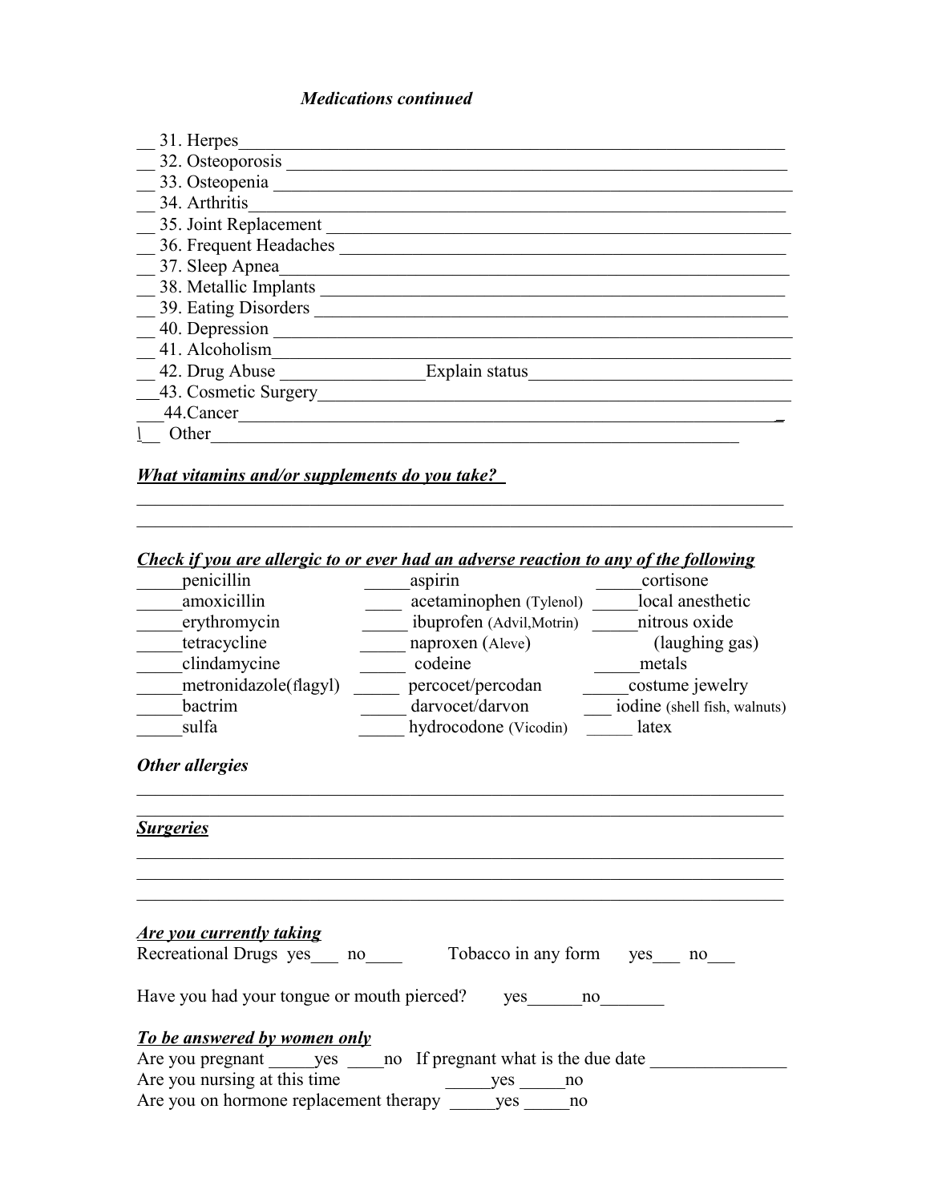*Medications continued*

__ 31. Herpes______________________________________________________________
__ 32. Osteoporosis _________________________________________________________
__ 33. Osteopenia __________________________________________________________
__ 34. Arthritis____________________________________________________________
__ 35. Joint Replacement ____________________________________________________
__ 36. Frequent Headaches ___________________________________________________
__ 37. Sleep Apnea_________________________________________________________
__ 38. Metallic Implants _____________________________________________________
__ 39. Eating Disorders ______________________________________________________
__ 40. Depression __________________________________________________________
__ 41. Alcoholism__________________________________________________________
__ 42. Drug Abuse ________________Explain status_____________________________
___43. Cosmetic Surgery______________________________________________________
___44.Cancer______________________________________________________________
\__ Other___________________________________________________________

***What vitamins and/or supplements do you take?***

___________________________________________________________________________
___________________________________________________________________________

***Check if you are allergic to or ever had an adverse reaction to any of the following***

_____penicillin
_____amoxicillin
_____erythromycin
_____tetracycline
_____clindamycine
_____metronidazole(flagyl)
_____bactrim
_____sulfa
_____aspirin
____ acetaminophen (Tylenol)
_____ ibuprofen (Advil,Motrin)
_____ naproxen (Aleve)
_____ codeine
_____ percocet/percodan
_____ darvocet/darvon
_____ hydrocodone (Vicodin)
_____cortisone
_____local anesthetic
_____nitrous oxide (laughing gas)
_____metals
_____costume jewelry
___ iodine (shell fish, walnuts)
_____ latex

***Other allergies***

___________________________________________________________________________
___________________________________________________________________________

***Surgeries***

___________________________________________________________________________
___________________________________________________________________________
___________________________________________________________________________

***Are you currently taking***

Recreational Drugs yes___ no____ Tobacco in any form yes___ no___

Have you had your tongue or mouth pierced? yes______no_______

***To be answered by women only***

Are you pregnant _____yes ____no If pregnant what is the due date _______________
Are you nursing at this time _____yes _____no
Are you on hormone replacement therapy _____yes _____no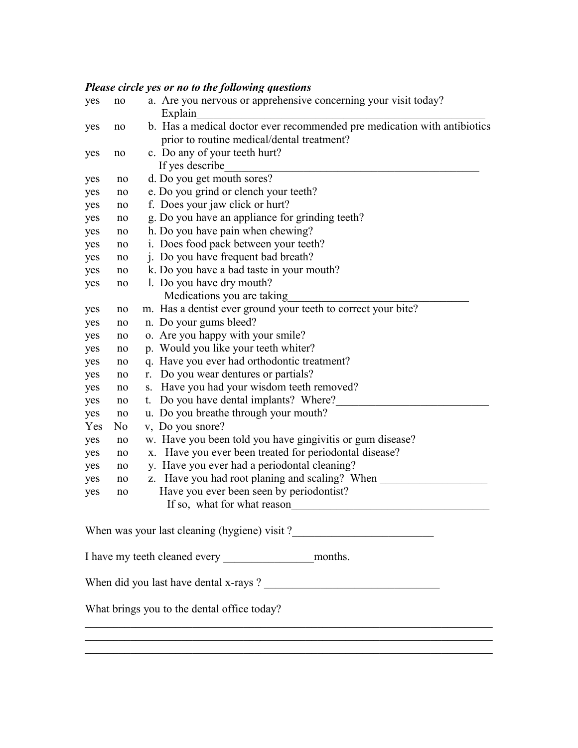***Please circle yes or no to the following questions***

yes no a. Are you nervous or apprehensive concerning your visit today?
Explain_______________________________________________________

yes no b. Has a medical doctor ever recommended pre medication with antibiotics prior to routine medical/dental treatment?

yes no c. Do any of your teeth hurt?
If yes describe_______________________________________________

yes no d. Do you get mouth sores?

yes no e. Do you grind or clench your teeth?

yes no f. Does your jaw click or hurt?

yes no g. Do you have an appliance for grinding teeth?

yes no h. Do you have pain when chewing?

yes no i. Does food pack between your teeth?

yes no j. Do you have frequent bad breath?

yes no k. Do you have a bad taste in your mouth?

yes no l. Do you have dry mouth?
Medications you are taking__________________________________

yes no m. Has a dentist ever ground your teeth to correct your bite?

yes no n. Do your gums bleed?

yes no o. Are you happy with your smile?

yes no p. Would you like your teeth whiter?

yes no q. Have you ever had orthodontic treatment?

yes no r. Do you wear dentures or partials?

yes no s. Have you had your wisdom teeth removed?

yes no t. Do you have dental implants? Where?____________________________

yes no u. Do you breathe through your mouth?

Yes No v, Do you snore?

yes no w. Have you been told you have gingivitis or gum disease?

yes no x. Have you ever been treated for periodontal disease?

yes no y. Have you ever had a periodontal cleaning?

yes no z. Have you had root planing and scaling? When ___________________

yes no Have you ever been seen by periodontist?
If so, what for what reason____________________________________

When was your last cleaning (hygiene) visit ?_________________________

I have my teeth cleaned every ________________months.

When did you last have dental x-rays ? ________________________________

What brings you to the dental office today?

_____________________________________________________________________________
_____________________________________________________________________________
_____________________________________________________________________________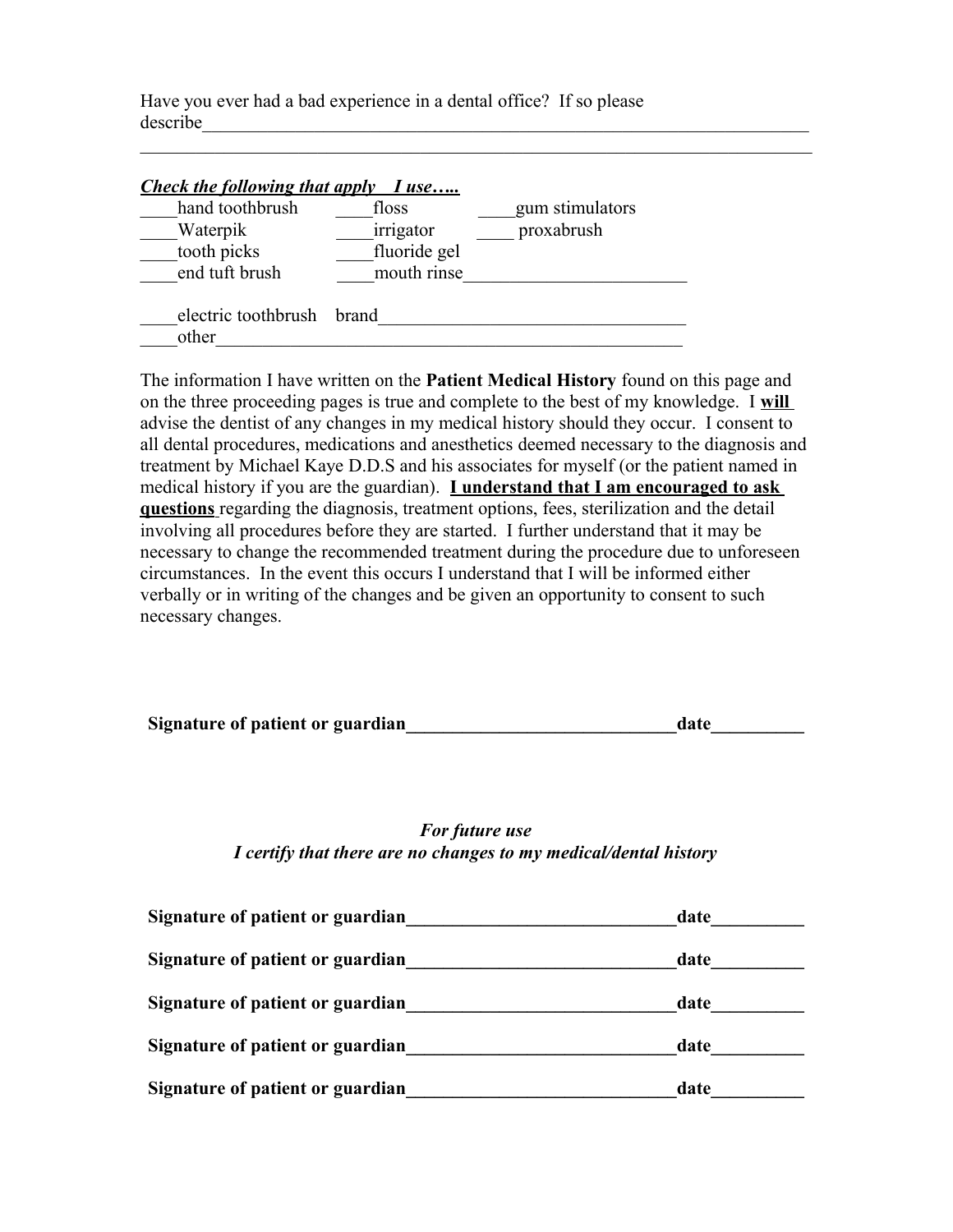Have you ever had a bad experience in a dental office? If so please describe_______________________________________________________________________
___________________________________________________________________________

***Check the following that apply I use…..***

____hand toothbrush ____floss ____gum stimulators
____Waterpik ____irrigator ____ proxabrush
____tooth picks ____fluoride gel
____end tuft brush ____mouth rinse________________________

____electric toothbrush brand_________________________________
____other_____________________________________________________

The information I have written on the **Patient Medical History** found on this page and on the three proceeding pages is true and complete to the best of my knowledge. I **will** advise the dentist of any changes in my medical history should they occur. I consent to all dental procedures, medications and anesthetics deemed necessary to the diagnosis and treatment by Michael Kaye D.D.S and his associates for myself (or the patient named in medical history if you are the guardian). **I understand that I am encouraged to ask questions** regarding the diagnosis, treatment options, fees, sterilization and the detail involving all procedures before they are started. I further understand that it may be necessary to change the recommended treatment during the procedure due to unforeseen circumstances. In the event this occurs I understand that I will be informed either verbally or in writing of the changes and be given an opportunity to consent to such necessary changes.

**Signature of patient or guardian______________________________date__________**

***For future use***
***I certify that there are no changes to my medical/dental history***

**Signature of patient or guardian______________________________date__________**

**Signature of patient or guardian______________________________date__________**

**Signature of patient or guardian______________________________date__________**

**Signature of patient or guardian______________________________date__________**

**Signature of patient or guardian______________________________date__________**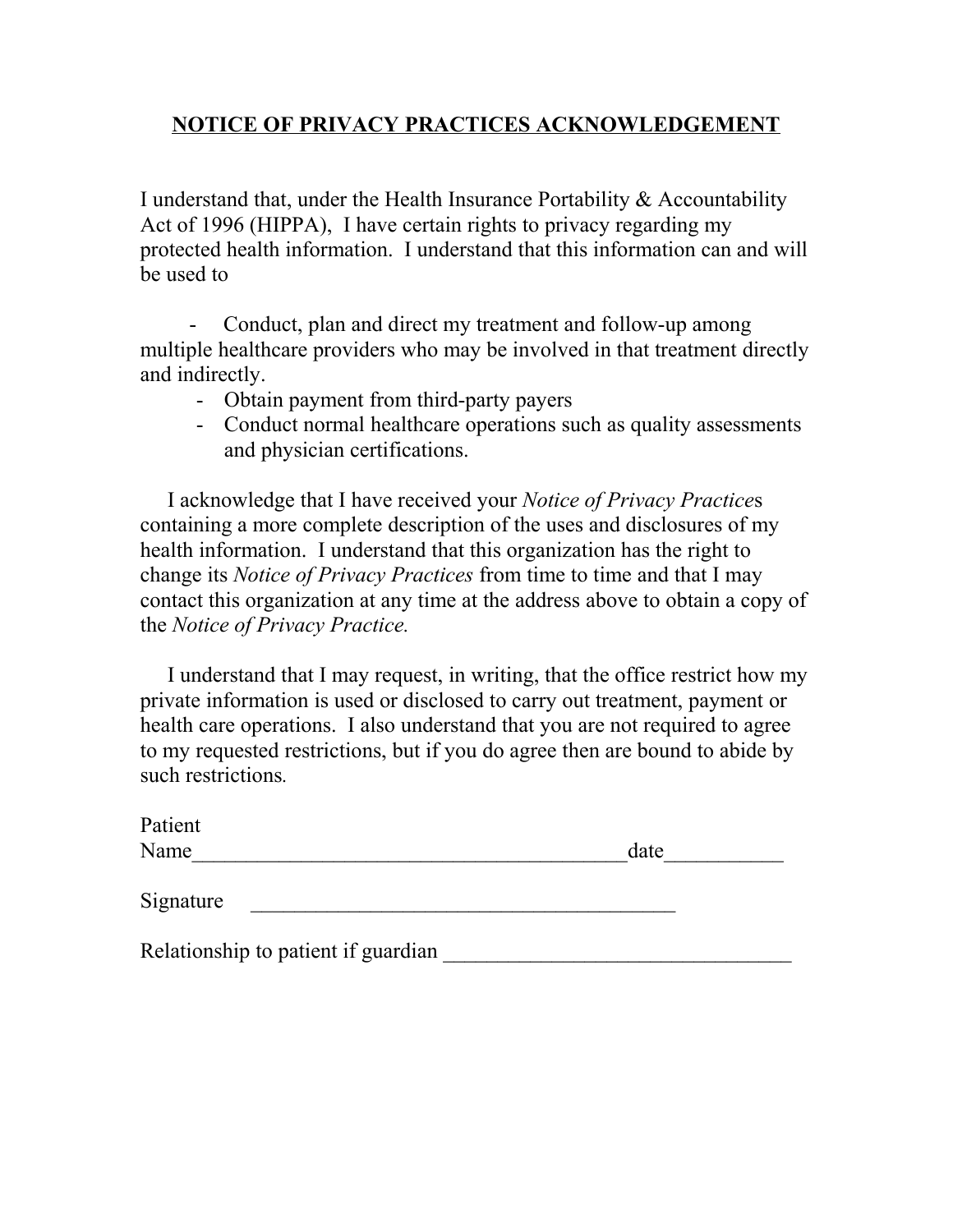## NOTICE OF PRIVACY PRACTICES ACKNOWLEDGEMENT

I understand that, under the Health Insurance Portability & Accountability Act of 1996 (HIPPA), I have certain rights to privacy regarding my protected health information. I understand that this information can and will be used to

- Conduct, plan and direct my treatment and follow-up among multiple healthcare providers who may be involved in that treatment directly and indirectly.
- Obtain payment from third-party payers
- Conduct normal healthcare operations such as quality assessments and physician certifications.

I acknowledge that I have received your *Notice of Privacy Practice*s containing a more complete description of the uses and disclosures of my health information. I understand that this organization has the right to change its *Notice of Privacy Practices* from time to time and that I may contact this organization at any time at the address above to obtain a copy of the *Notice of Privacy Practice.*

I understand that I may request, in writing, that the office restrict how my private information is used or disclosed to carry out treatment, payment or health care operations. I also understand that you are not required to agree to my requested restrictions, but if you do agree then are bound to abide by such restrictions.

Patient Name________________________________________date___________

Signature \_\_\_\_\_\_\_\_\_\_\_\_\_\_\_\_\_\_\_\_\_\_\_\_\_\_\_\_\_\_\_\_\_\_\_\_\_\_\_

Relationship to patient if guardian ________________________________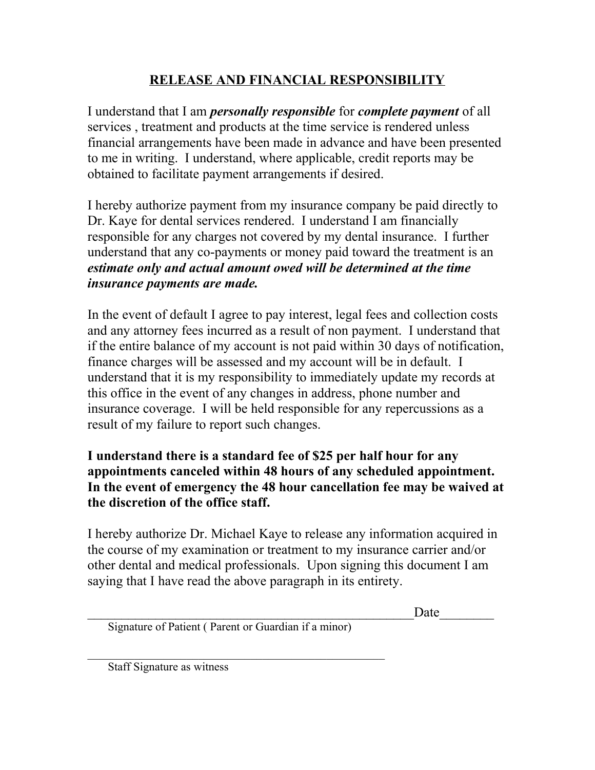## RELEASE AND FINANCIAL RESPONSIBILITY

I understand that I am ***personally responsible*** for ***complete payment*** of all services , treatment and products at the time service is rendered unless financial arrangements have been made in advance and have been presented to me in writing. I understand, where applicable, credit reports may be obtained to facilitate payment arrangements if desired.

I hereby authorize payment from my insurance company be paid directly to Dr. Kaye for dental services rendered. I understand I am financially responsible for any charges not covered by my dental insurance. I further understand that any co-payments or money paid toward the treatment is an ***estimate only and actual amount owed will be determined at the time insurance payments are made.***

In the event of default I agree to pay interest, legal fees and collection costs and any attorney fees incurred as a result of non payment. I understand that if the entire balance of my account is not paid within 30 days of notification, finance charges will be assessed and my account will be in default. I understand that it is my responsibility to immediately update my records at this office in the event of any changes in address, phone number and insurance coverage. I will be held responsible for any repercussions as a result of my failure to report such changes.

**I understand there is a standard fee of $25 per half hour for any appointments canceled within 48 hours of any scheduled appointment. In the event of emergency the 48 hour cancellation fee may be waived at the discretion of the office staff.**

I hereby authorize Dr. Michael Kaye to release any information acquired in the course of my examination or treatment to my insurance carrier and/or other dental and medical professionals. Upon signing this document I am saying that I have read the above paragraph in its entirety.

_____________________________________________________Date________

Signature of Patient ( Parent or Guardian if a minor)

_________________________________________________

Staff Signature as witness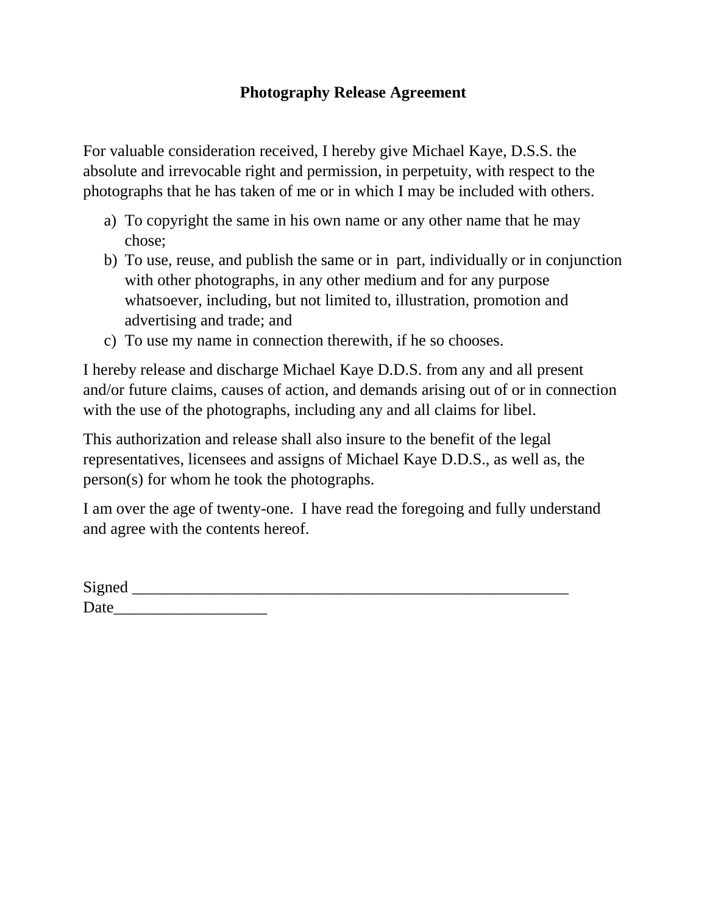**Photography Release Agreement**

For valuable consideration received, I hereby give Michael Kaye, D.S.S. the absolute and irrevocable right and permission, in perpetuity, with respect to the photographs that he has taken of me or in which I may be included with others.

a) To copyright the same in his own name or any other name that he may chose;
b) To use, reuse, and publish the same or in part, individually or in conjunction with other photographs, in any other medium and for any purpose whatsoever, including, but not limited to, illustration, promotion and advertising and trade; and
c) To use my name in connection therewith, if he so chooses.

I hereby release and discharge Michael Kaye D.D.S. from any and all present and/or future claims, causes of action, and demands arising out of or in connection with the use of the photographs, including any and all claims for libel.

This authorization and release shall also insure to the benefit of the legal representatives, licensees and assigns of Michael Kaye D.D.S., as well as, the person(s) for whom he took the photographs.

I am over the age of twenty-one. I have read the foregoing and fully understand and agree with the contents hereof.

Signed ________________________________________________________
Date___________________